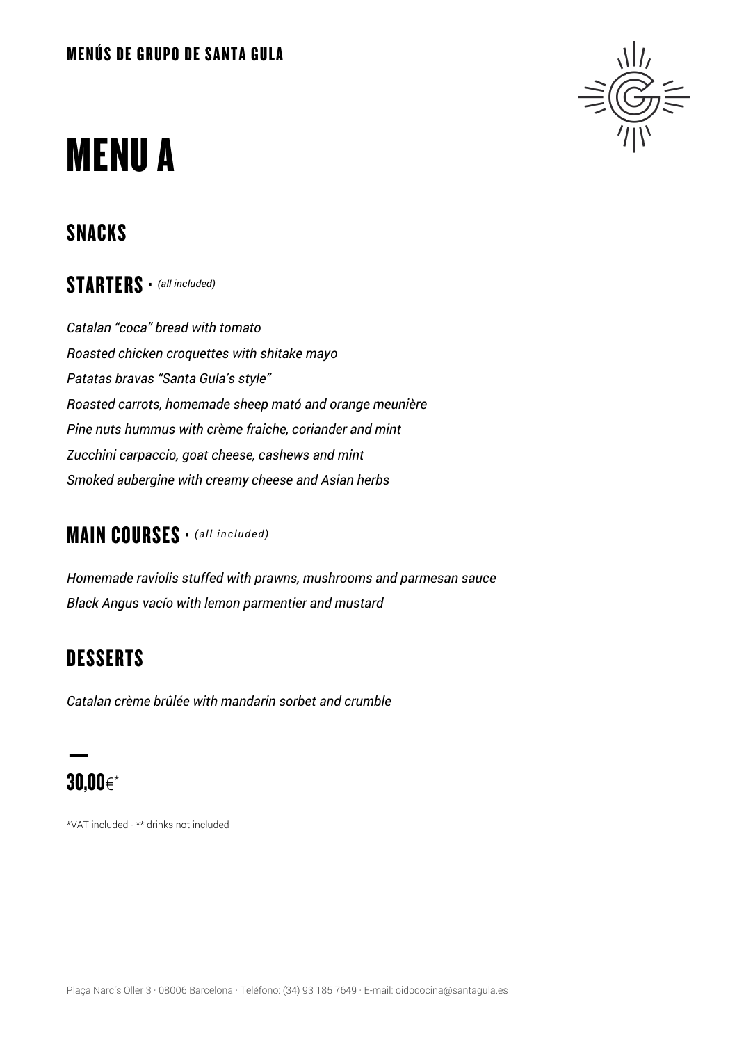MENÚS DE GRUPO DE SANTA GULA

# MENU A

## SNACKS

## STARTERS · *(all included)*

*Catalan "coca" bread with tomato*
*Roasted chicken croquettes with shitake mayo*
*Patatas bravas "Santa Gula's style"*
*Roasted carrots, homemade sheep mató and orange meunière*
*Pine nuts hummus with crème fraiche, coriander and mint*
*Zucchini carpaccio, goat cheese, cashews and mint*
*Smoked aubergine with creamy cheese and Asian herbs*

## MAIN COURSES · *(all included)*

*Homemade raviolis stuffed with prawns, mushrooms and parmesan sauce*
*Black Angus vacío with lemon parmentier and mustard*

## DESSERTS

*Catalan crème brûlée with mandarin sorbet and crumble*

—

**30,00**€*

*VAT included - ** drinks not included

Plaça Narcís Oller 3 · 08006 Barcelona · Teléfono: (34) 93 185 7649 · E-mail: oidococina@santagula.es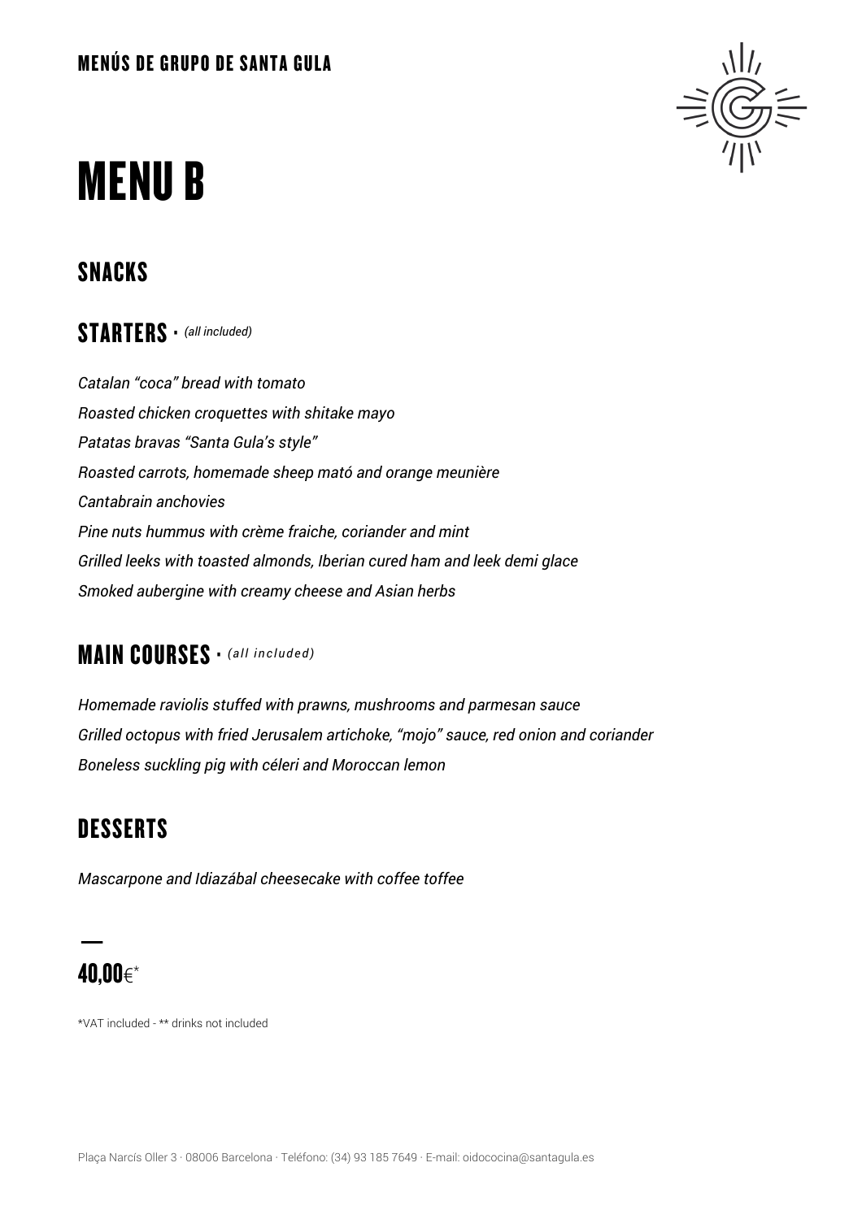MENÚS DE GRUPO DE SANTA GULA

# MENU B

## SNACKS

## STARTERS · *(all included)*

*Catalan "coca" bread with tomato*
*Roasted chicken croquettes with shitake mayo*
*Patatas bravas "Santa Gula's style"*
*Roasted carrots, homemade sheep mató and orange meunière*
*Cantabrain anchovies*
*Pine nuts hummus with crème fraiche, coriander and mint*
*Grilled leeks with toasted almonds, Iberian cured ham and leek demi glace*
*Smoked aubergine with creamy cheese and Asian herbs*

## MAIN COURSES · *(all included)*

*Homemade raviolis stuffed with prawns, mushrooms and parmesan sauce*
*Grilled octopus with fried Jerusalem artichoke, "mojo" sauce, red onion and coriander*
*Boneless suckling pig with céleri and Moroccan lemon*

## DESSERTS

*Mascarpone and Idiazábal cheesecake with coffee toffee*

**40,00**€*

*VAT included - ** drinks not included

Plaça Narcís Oller 3 · 08006 Barcelona · Teléfono: (34) 93 185 7649 · E-mail: oidococina@santagula.es